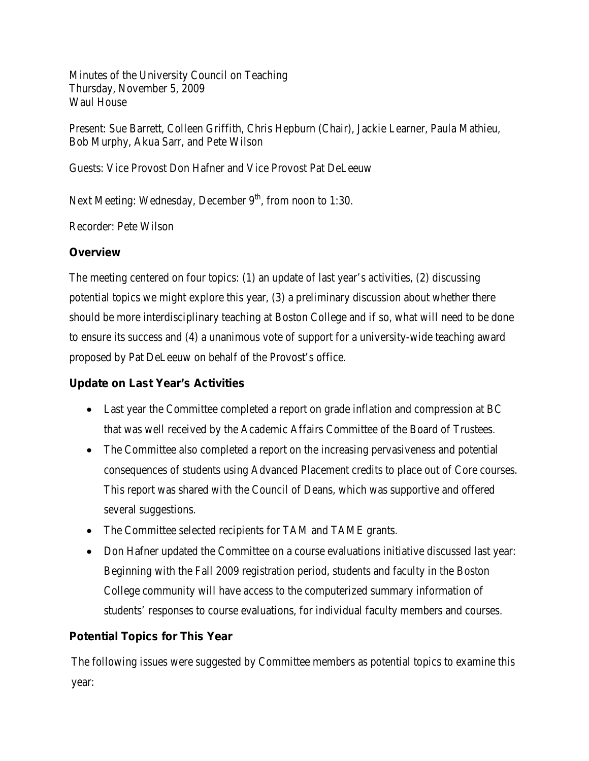Minutes of the University Council on Teaching
Thursday, November 5, 2009
Waul House

Present: Sue Barrett, Colleen Griffith, Chris Hepburn (Chair), Jackie Learner, Paula Mathieu, Bob Murphy, Akua Sarr, and Pete Wilson

Guests: Vice Provost Don Hafner and Vice Provost Pat DeLeeuw

Next Meeting: Wednesday, December 9th, from noon to 1:30.

Recorder: Pete Wilson

## Overview

The meeting centered on four topics: (1) an update of last year's activities, (2) discussing potential topics we might explore this year, (3) a preliminary discussion about whether there should be more interdisciplinary teaching at Boston College and if so, what will need to be done to ensure its success and (4) a unanimous vote of support for a university-wide teaching award proposed by Pat DeLeeuw on behalf of the Provost's office.

## Update on Last Year's Activities

- Last year the Committee completed a report on grade inflation and compression at BC that was well received by the Academic Affairs Committee of the Board of Trustees.
- The Committee also completed a report on the increasing pervasiveness and potential consequences of students using Advanced Placement credits to place out of Core courses. This report was shared with the Council of Deans, which was supportive and offered several suggestions.
- The Committee selected recipients for TAM and TAME grants.
- Don Hafner updated the Committee on a course evaluations initiative discussed last year: Beginning with the Fall 2009 registration period, students and faculty in the Boston College community will have access to the computerized summary information of students' responses to course evaluations, for individual faculty members and courses.

## Potential Topics for This Year

The following issues were suggested by Committee members as potential topics to examine this year: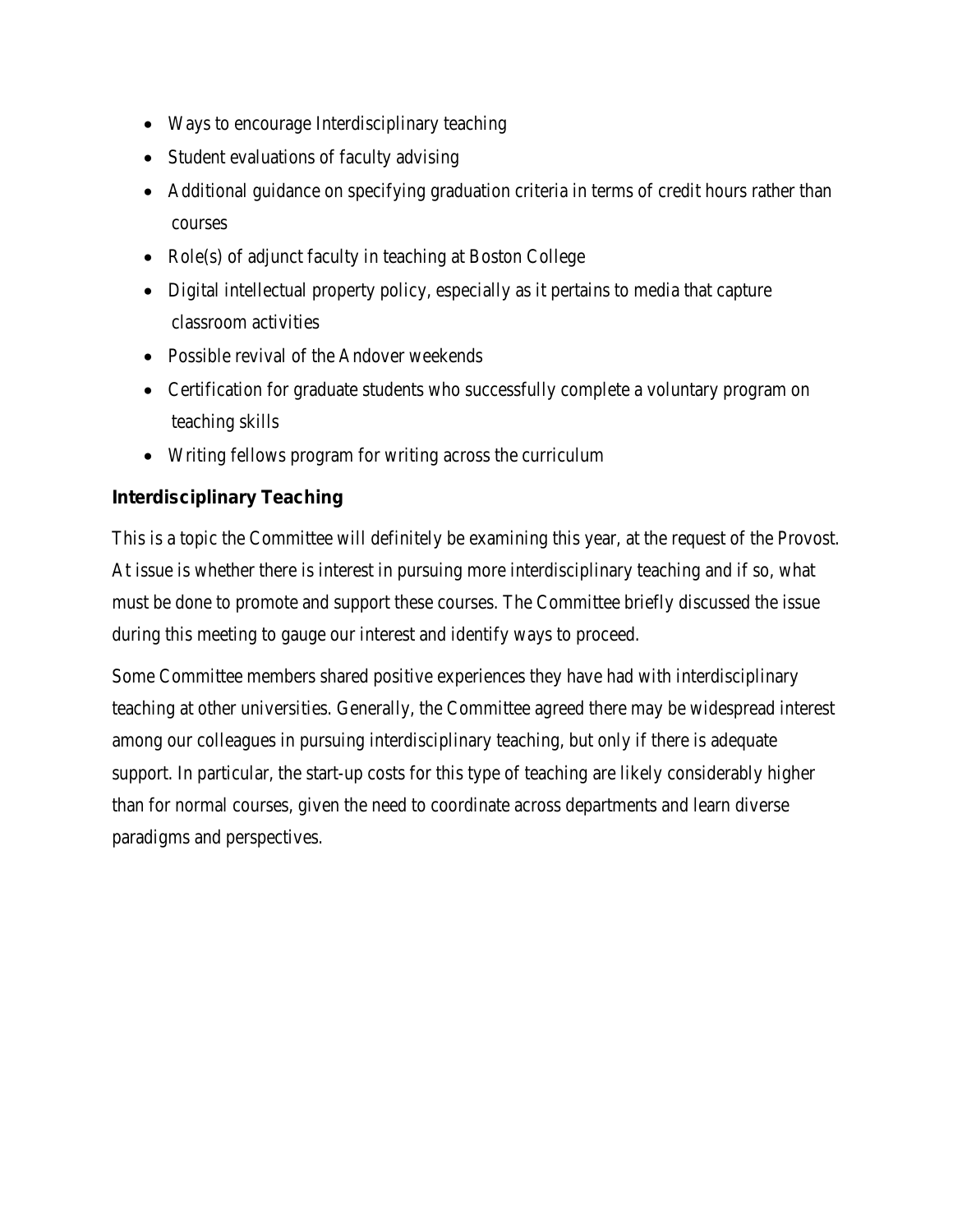- Ways to encourage Interdisciplinary teaching
- Student evaluations of faculty advising
- Additional guidance on specifying graduation criteria in terms of credit hours rather than courses
- Role(s) of adjunct faculty in teaching at Boston College
- Digital intellectual property policy, especially as it pertains to media that capture classroom activities
- Possible revival of the Andover weekends
- Certification for graduate students who successfully complete a voluntary program on teaching skills
- Writing fellows program for writing across the curriculum

### Interdisciplinary Teaching

This is a topic the Committee will definitely be examining this year, at the request of the Provost. At issue is whether there is interest in pursuing more interdisciplinary teaching and if so, what must be done to promote and support these courses. The Committee briefly discussed the issue during this meeting to gauge our interest and identify ways to proceed.

Some Committee members shared positive experiences they have had with interdisciplinary teaching at other universities. Generally, the Committee agreed there may be widespread interest among our colleagues in pursuing interdisciplinary teaching, but only if there is adequate support. In particular, the start-up costs for this type of teaching are likely considerably higher than for normal courses, given the need to coordinate across departments and learn diverse paradigms and perspectives.